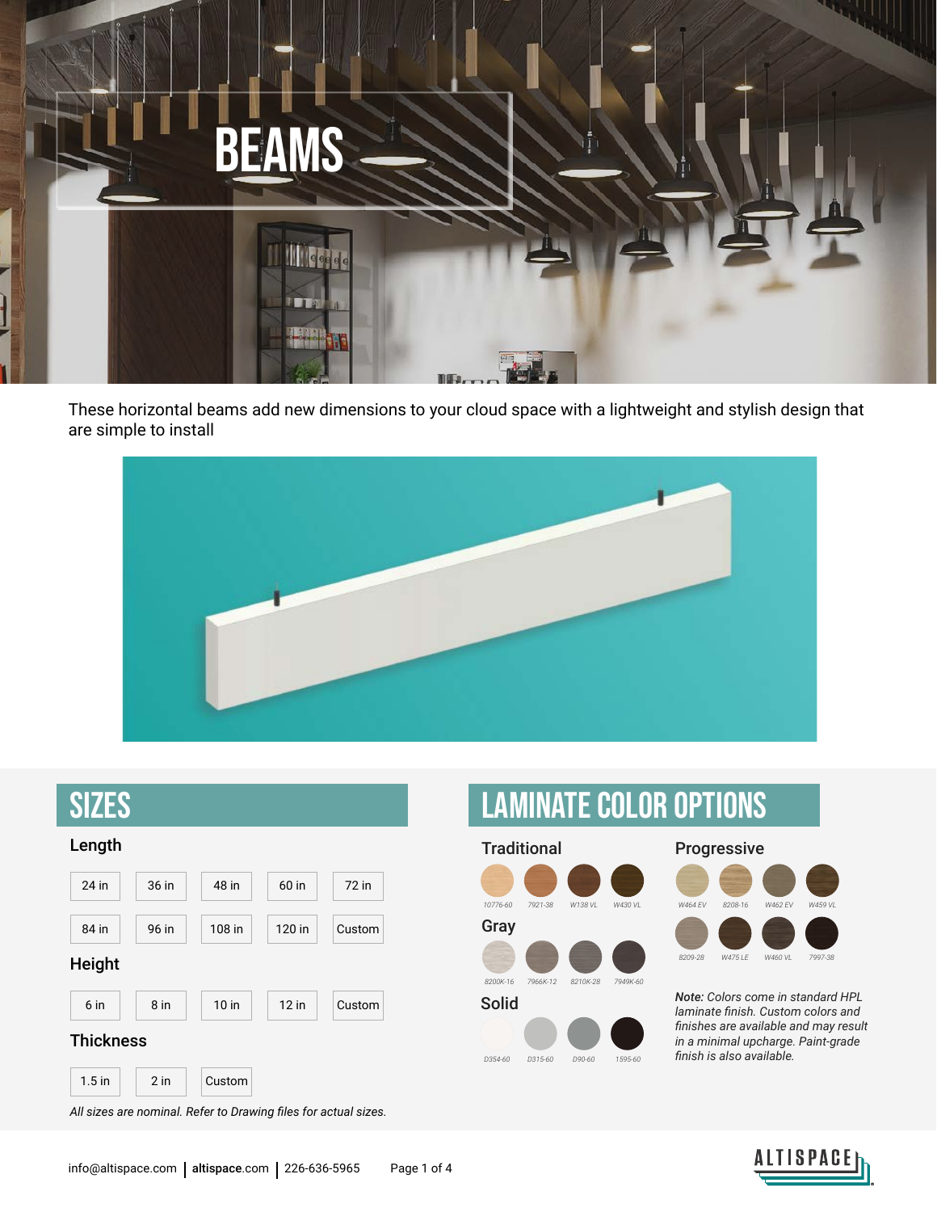# BEAMS

These horizontal beams add new dimensions to your cloud space with a lightweight and stylish design that are simple to install

## SIZES

### Length

| | | | | |
|---|---|---|---|---|
| 24 in | 36 in | 48 in | 60 in | 72 in |
| 84 in | 96 in | 108 in | 120 in | Custom |

### Height

| | | | | |
|---|---|---|---|---|
| 6 in | 8 in | 10 in | 12 in | Custom |

### Thickness

| | | |
|---|---|---|
| 1.5 in | 2 in | Custom |

*All sizes are nominal. Refer to Drawing files for actual sizes.*

## LAMINATE COLOR OPTIONS

### Traditional

10776-60, 7921-38, W138 VL, W430 VL

### Gray

8200K-16, 7966K-12, 8210K-28, 7949K-60

### Solid

D354-60, D315-60, D90-60, 1595-60

### Progressive

W464 EV, 8208-16, W462 EV, W459 VL

8209-28, W475 LE, W460 VL, 7997-38

***Note:** Colors come in standard HPL laminate finish. Custom colors and finishes are available and may result in a minimal upcharge. Paint-grade finish is also available.*

info@altispace.com | altispace.com | 226-636-5965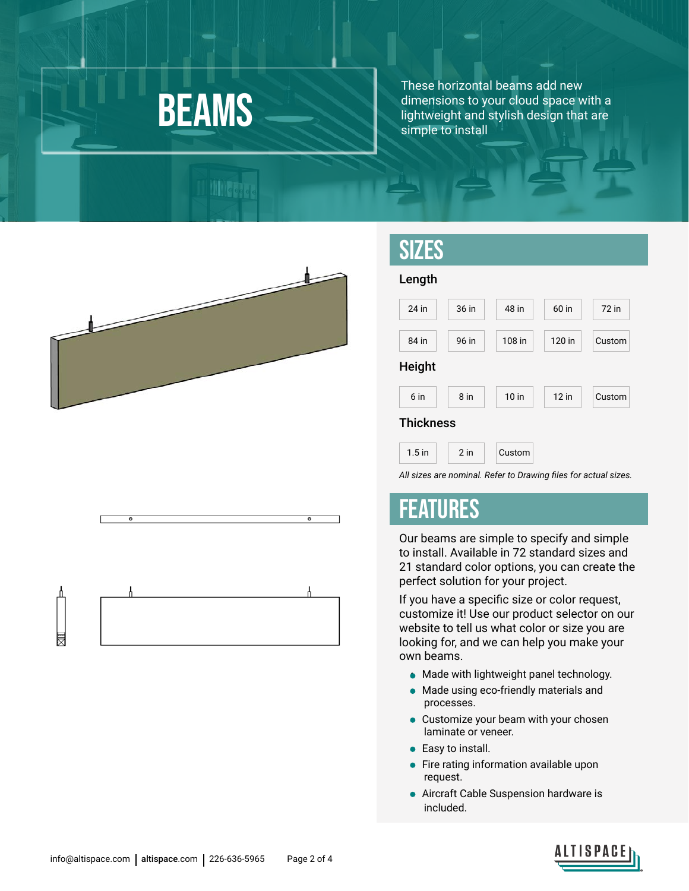# BEAMS

These horizontal beams add new dimensions to your cloud space with a lightweight and stylish design that are simple to install

## SIZES

### Length

| 24 in | 36 in | 48 in | 60 in | 72 in |
|---|---|---|---|---|
| 84 in | 96 in | 108 in | 120 in | Custom |

### Height

| 6 in | 8 in | 10 in | 12 in | Custom |
|---|---|---|---|---|

### Thickness

| 1.5 in | 2 in | Custom |
|---|---|---|

*All sizes are nominal. Refer to Drawing files for actual sizes.*

## FEATURES

Our beams are simple to specify and simple to install. Available in 72 standard sizes and 21 standard color options, you can create the perfect solution for your project.

If you have a specific size or color request, customize it! Use our product selector on our website to tell us what color or size you are looking for, and we can help you make your own beams.

- Made with lightweight panel technology.
- Made using eco-friendly materials and processes.
- Customize your beam with your chosen laminate or veneer.
- Easy to install.
- Fire rating information available upon request.
- Aircraft Cable Suspension hardware is included.

info@altispace.com | **altispace**.com | 226-636-5965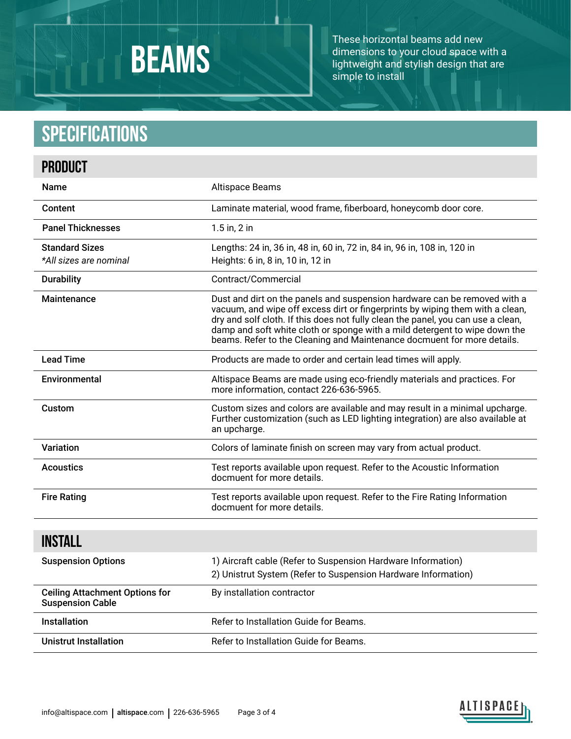# BEAMS

These horizontal beams add new dimensions to your cloud space with a lightweight and stylish design that are simple to install

## SPECIFICATIONS

### PRODUCT

| | |
|---|---|
| **Name** | Altispace Beams |
| **Content** | Laminate material, wood frame, fiberboard, honeycomb door core. |
| **Panel Thicknesses** | 1.5 in, 2 in |
| **Standard Sizes**<br>*\*All sizes are nominal* | Lengths: 24 in, 36 in, 48 in, 60 in, 72 in, 84 in, 96 in, 108 in, 120 in<br>Heights: 6 in, 8 in, 10 in, 12 in |
| **Durability** | Contract/Commercial |
| **Maintenance** | Dust and dirt on the panels and suspension hardware can be removed with a vacuum, and wipe off excess dirt or fingerprints by wiping them with a clean, dry and solf cloth. If this does not fully clean the panel, you can use a clean, damp and soft white cloth or sponge with a mild detergent to wipe down the beams. Refer to the Cleaning and Maintenance docmuent for more details. |
| **Lead Time** | Products are made to order and certain lead times will apply. |
| **Environmental** | Altispace Beams are made using eco-friendly materials and practices. For more information, contact 226-636-5965. |
| **Custom** | Custom sizes and colors are available and may result in a minimal upcharge. Further customization (such as LED lighting integration) are also available at an upcharge. |
| **Variation** | Colors of laminate finish on screen may vary from actual product. |
| **Acoustics** | Test reports available upon request. Refer to the Acoustic Information docmuent for more details. |
| **Fire Rating** | Test reports available upon request. Refer to the Fire Rating Information docmuent for more details. |

### INSTALL

| | |
|---|---|
| **Suspension Options** | 1) Aircraft cable (Refer to Suspension Hardware Information)<br>2) Unistrut System (Refer to Suspension Hardware Information) |
| **Ceiling Attachment Options for Suspension Cable** | By installation contractor |
| **Installation** | Refer to Installation Guide for Beams. |
| **Unistrut Installation** | Refer to Installation Guide for Beams. |

info@altispace.com | **altispace**.com | 226-636-5965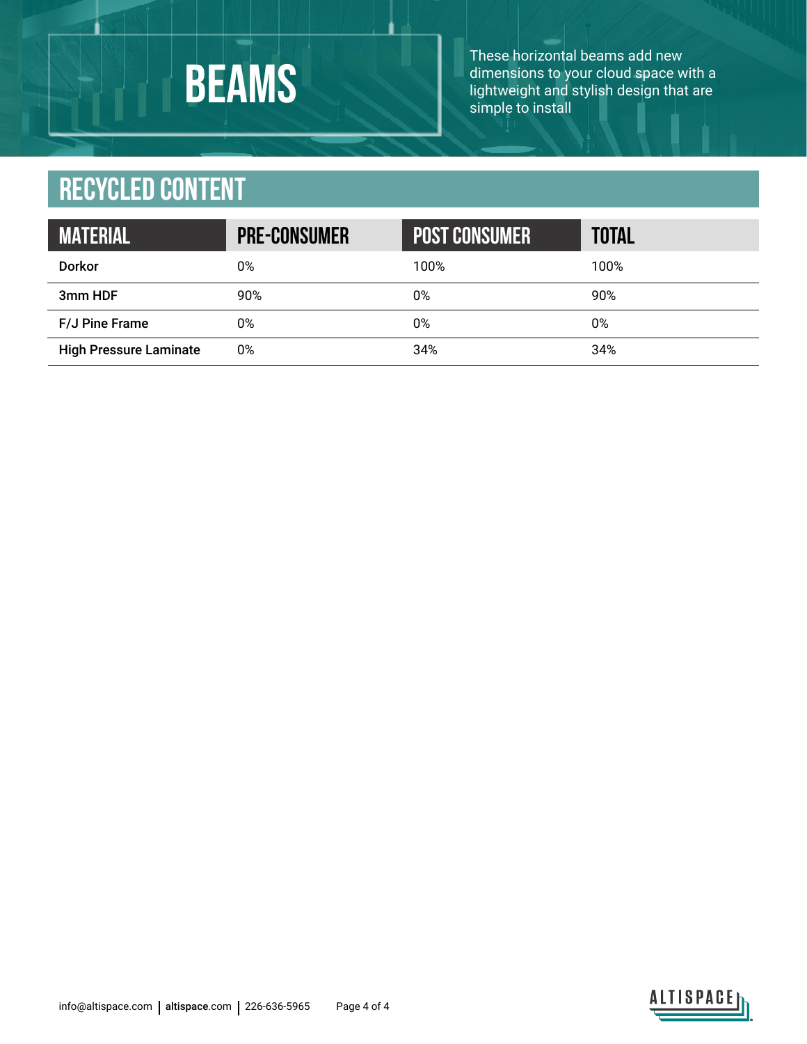# BEAMS

These horizontal beams add new dimensions to your cloud space with a lightweight and stylish design that are simple to install

## RECYCLED CONTENT

| MATERIAL | PRE-CONSUMER | POST CONSUMER | TOTAL |
|---|---|---|---|
| Dorkor | 0% | 100% | 100% |
| 3mm HDF | 90% | 0% | 90% |
| F/J Pine Frame | 0% | 0% | 0% |
| High Pressure Laminate | 0% | 34% | 34% |

info@altispace.com | **altispace**.com | 226-636-5965

ALTISPACE